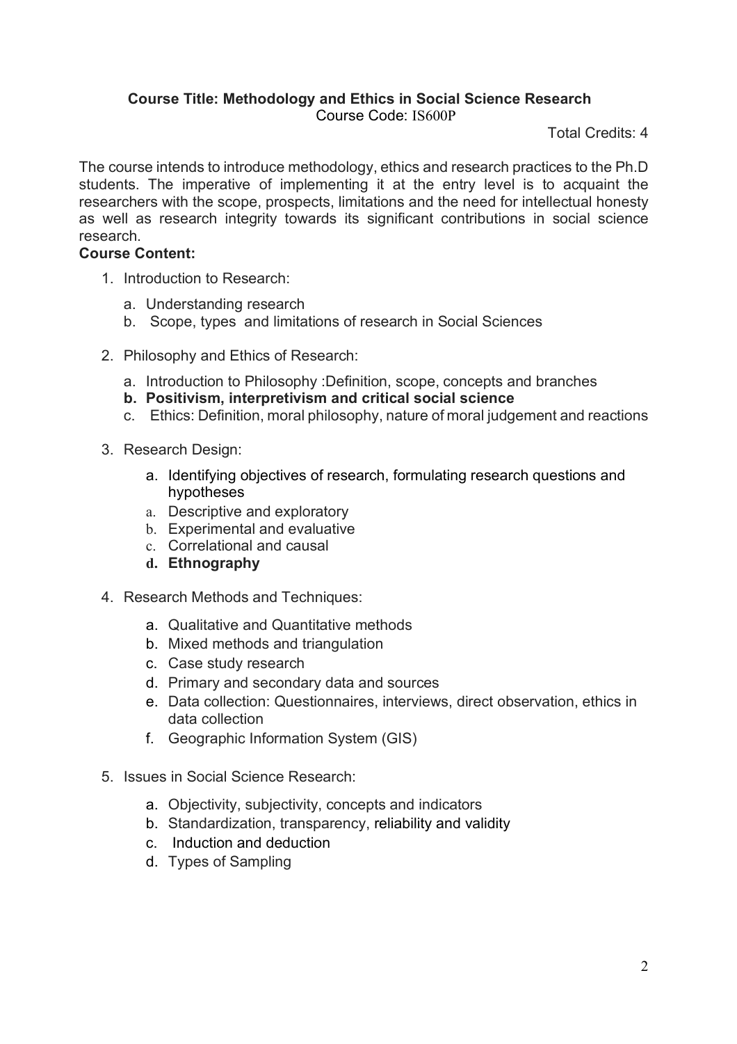**Course Title: Methodology and Ethics in Social Science Research**
Course Code: IS600P

Total Credits: 4

The course intends to introduce methodology, ethics and research practices to the Ph.D students. The imperative of implementing it at the entry level is to acquaint the researchers with the scope, prospects, limitations and the need for intellectual honesty as well as research integrity towards its significant contributions in social science research.

**Course Content:**

1. Introduction to Research:
   a. Understanding research
   b. Scope, types and limitations of research in Social Sciences

2. Philosophy and Ethics of Research:
   a. Introduction to Philosophy :Definition, scope, concepts and branches
   **b. Positivism, interpretivism and critical social science**
   c. Ethics: Definition, moral philosophy, nature of moral judgement and reactions

3. Research Design:
   a. Identifying objectives of research, formulating research questions and hypotheses
   a. Descriptive and exploratory
   b. Experimental and evaluative
   c. Correlational and causal
   **d. Ethnography**

4. Research Methods and Techniques:
   a. Qualitative and Quantitative methods
   b. Mixed methods and triangulation
   c. Case study research
   d. Primary and secondary data and sources
   e. Data collection: Questionnaires, interviews, direct observation, ethics in data collection
   f. Geographic Information System (GIS)

5. Issues in Social Science Research:
   a. Objectivity, subjectivity, concepts and indicators
   b. Standardization, transparency, reliability and validity
   c. Induction and deduction
   d. Types of Sampling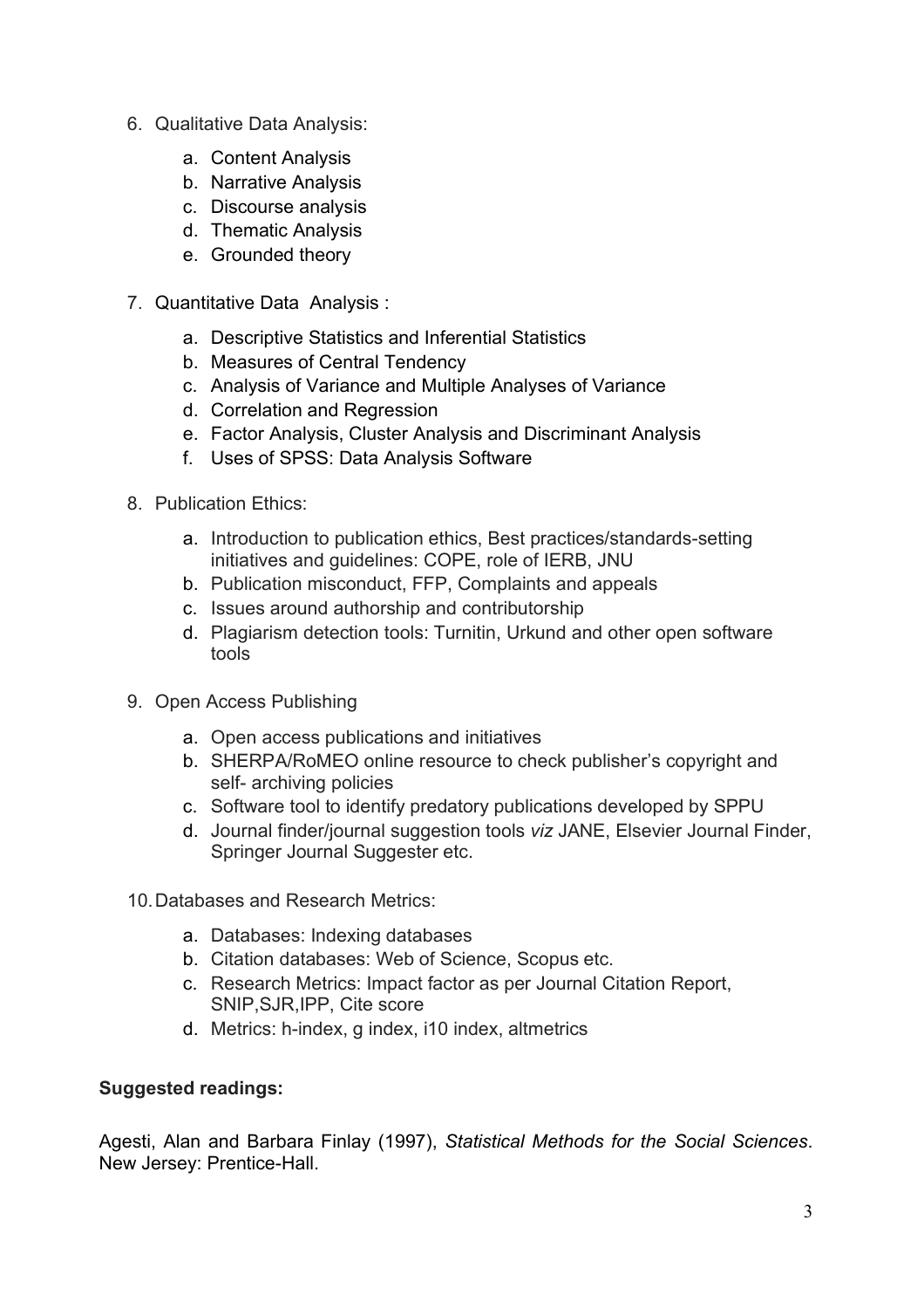6. Qualitative Data Analysis:
    a. Content Analysis
    b. Narrative Analysis
    c. Discourse analysis
    d. Thematic Analysis
    e. Grounded theory

7. Quantitative Data Analysis :
    a. Descriptive Statistics and Inferential Statistics
    b. Measures of Central Tendency
    c. Analysis of Variance and Multiple Analyses of Variance
    d. Correlation and Regression
    e. Factor Analysis, Cluster Analysis and Discriminant Analysis
    f. Uses of SPSS: Data Analysis Software

8. Publication Ethics:
    a. Introduction to publication ethics, Best practices/standards-setting initiatives and guidelines: COPE, role of IERB, JNU
    b. Publication misconduct, FFP, Complaints and appeals
    c. Issues around authorship and contributorship
    d. Plagiarism detection tools: Turnitin, Urkund and other open software tools

9. Open Access Publishing
    a. Open access publications and initiatives
    b. SHERPA/RoMEO online resource to check publisher's copyright and self- archiving policies
    c. Software tool to identify predatory publications developed by SPPU
    d. Journal finder/journal suggestion tools *viz* JANE, Elsevier Journal Finder, Springer Journal Suggester etc.

10. Databases and Research Metrics:
    a. Databases: Indexing databases
    b. Citation databases: Web of Science, Scopus etc.
    c. Research Metrics: Impact factor as per Journal Citation Report, SNIP,SJR,IPP, Cite score
    d. Metrics: h-index, g index, i10 index, altmetrics

**Suggested readings:**

Agesti, Alan and Barbara Finlay (1997), *Statistical Methods for the Social Sciences*. New Jersey: Prentice-Hall.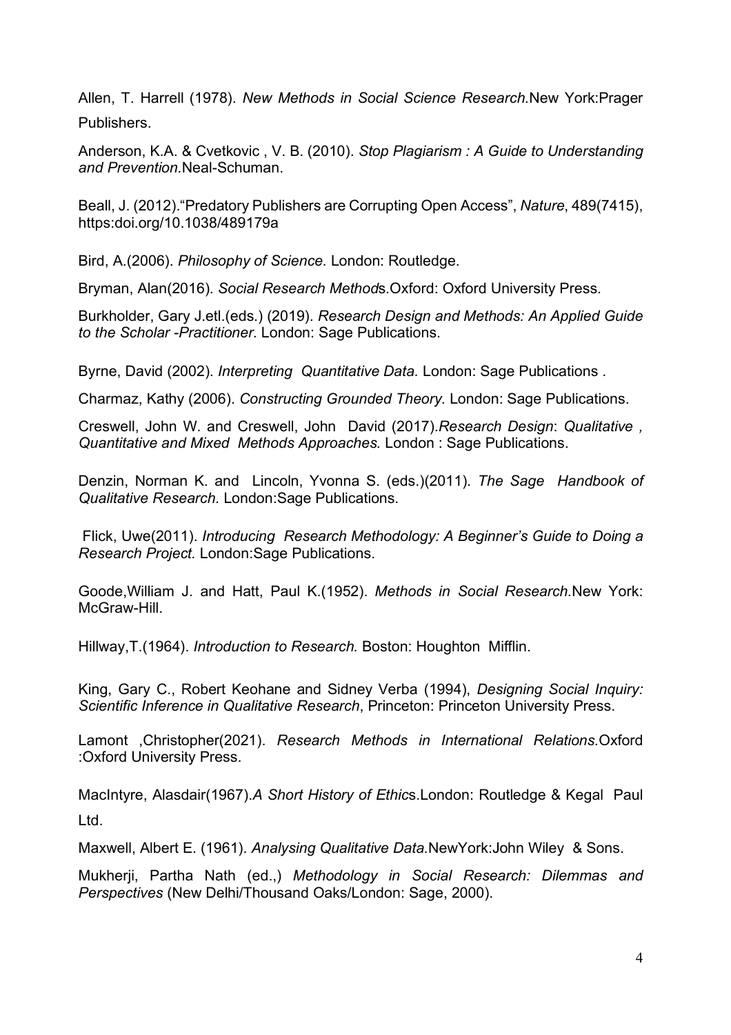Allen, T. Harrell (1978). *New Methods in Social Science Research.*New York:Prager Publishers.

Anderson, K.A. & Cvetkovic , V. B. (2010). *Stop Plagiarism : A Guide to Understanding and Prevention.*Neal-Schuman.

Beall, J. (2012)."Predatory Publishers are Corrupting Open Access", *Nature*, 489(7415), https:doi.org/10.1038/489179a

Bird, A.(2006). *Philosophy of Science.* London: Routledge.

Bryman, Alan(2016). *Social Research Method*s.Oxford: Oxford University Press.

Burkholder, Gary J.etl.(eds.) (2019). *Research Design and Methods: An Applied Guide to the Scholar -Practitioner.* London: Sage Publications.

Byrne, David (2002). *Interpreting Quantitative Data.* London: Sage Publications .

Charmaz, Kathy (2006). *Constructing Grounded Theory.* London: Sage Publications.

Creswell, John W. and Creswell, John David (2017).*Research Design*: *Qualitative , Quantitative and Mixed Methods Approaches.* London : Sage Publications.

Denzin, Norman K. and Lincoln, Yvonna S. (eds.)(2011). *The Sage Handbook of Qualitative Research.* London:Sage Publications.

Flick, Uwe(2011). *Introducing Research Methodology: A Beginner's Guide to Doing a Research Project.* London:Sage Publications.

Goode,William J. and Hatt, Paul K.(1952). *Methods in Social Research.*New York: McGraw-Hill.

Hillway,T.(1964). *Introduction to Research.* Boston: Houghton Mifflin.

King, Gary C., Robert Keohane and Sidney Verba (1994), *Designing Social Inquiry: Scientific Inference in Qualitative Research*, Princeton: Princeton University Press.

Lamont ,Christopher(2021). *Research Methods in International Relations.*Oxford :Oxford University Press.

MacIntyre, Alasdair(1967).*A Short History of Ethic*s.London: Routledge & Kegal Paul Ltd.

Maxwell, Albert E. (1961). *Analysing Qualitative Data.*NewYork:John Wiley & Sons.

Mukherji, Partha Nath (ed.,) *Methodology in Social Research: Dilemmas and Perspectives* (New Delhi/Thousand Oaks/London: Sage, 2000).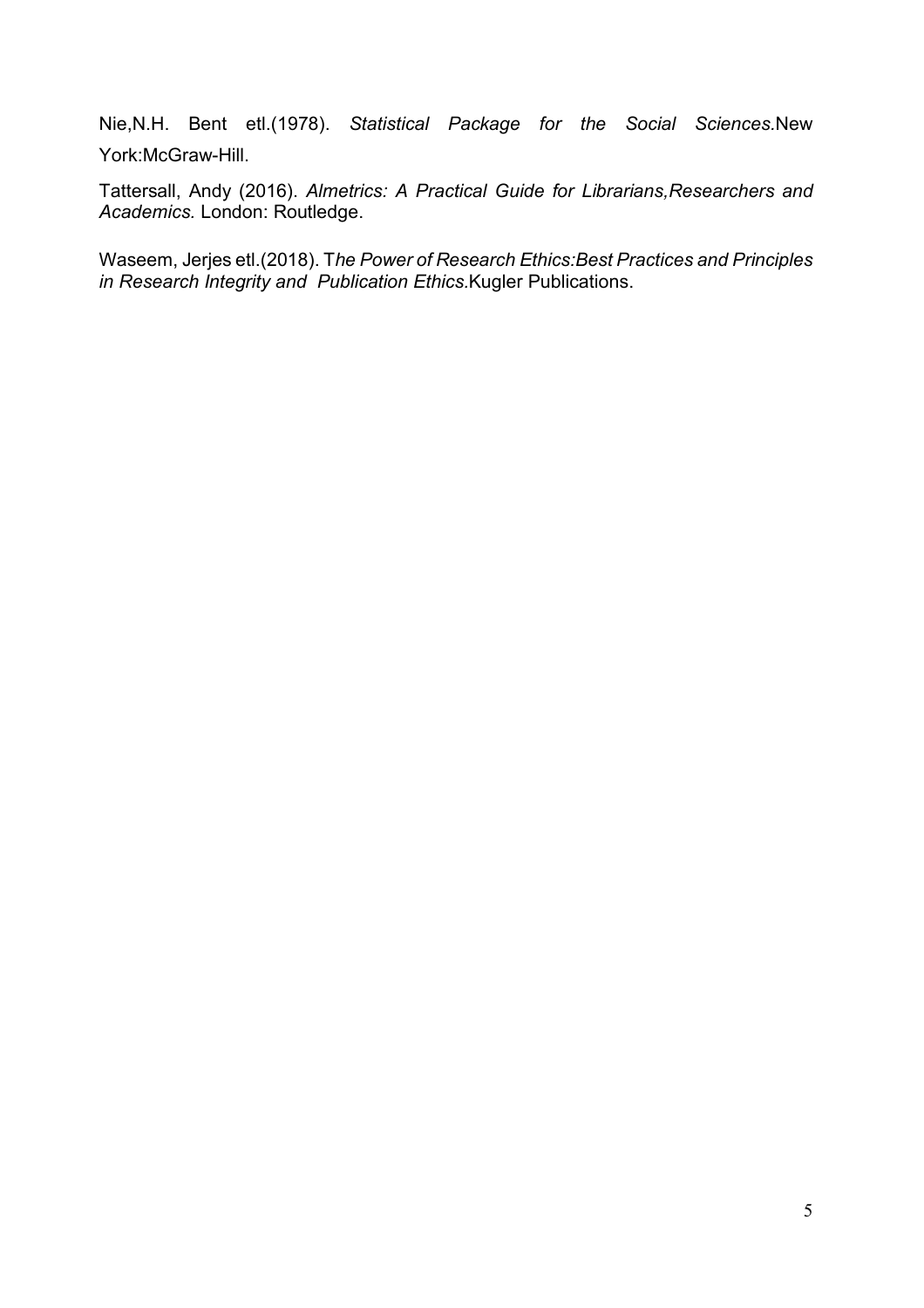Nie,N.H. Bent etl.(1978). *Statistical Package for the Social Sciences.*New York:McGraw-Hill.

Tattersall, Andy (2016). *Almetrics: A Practical Guide for Librarians,Researchers and Academics.* London: Routledge.

Waseem, Jerjes etl.(2018). T*he Power of Research Ethics:Best Practices and Principles in Research Integrity and Publication Ethics.*Kugler Publications.